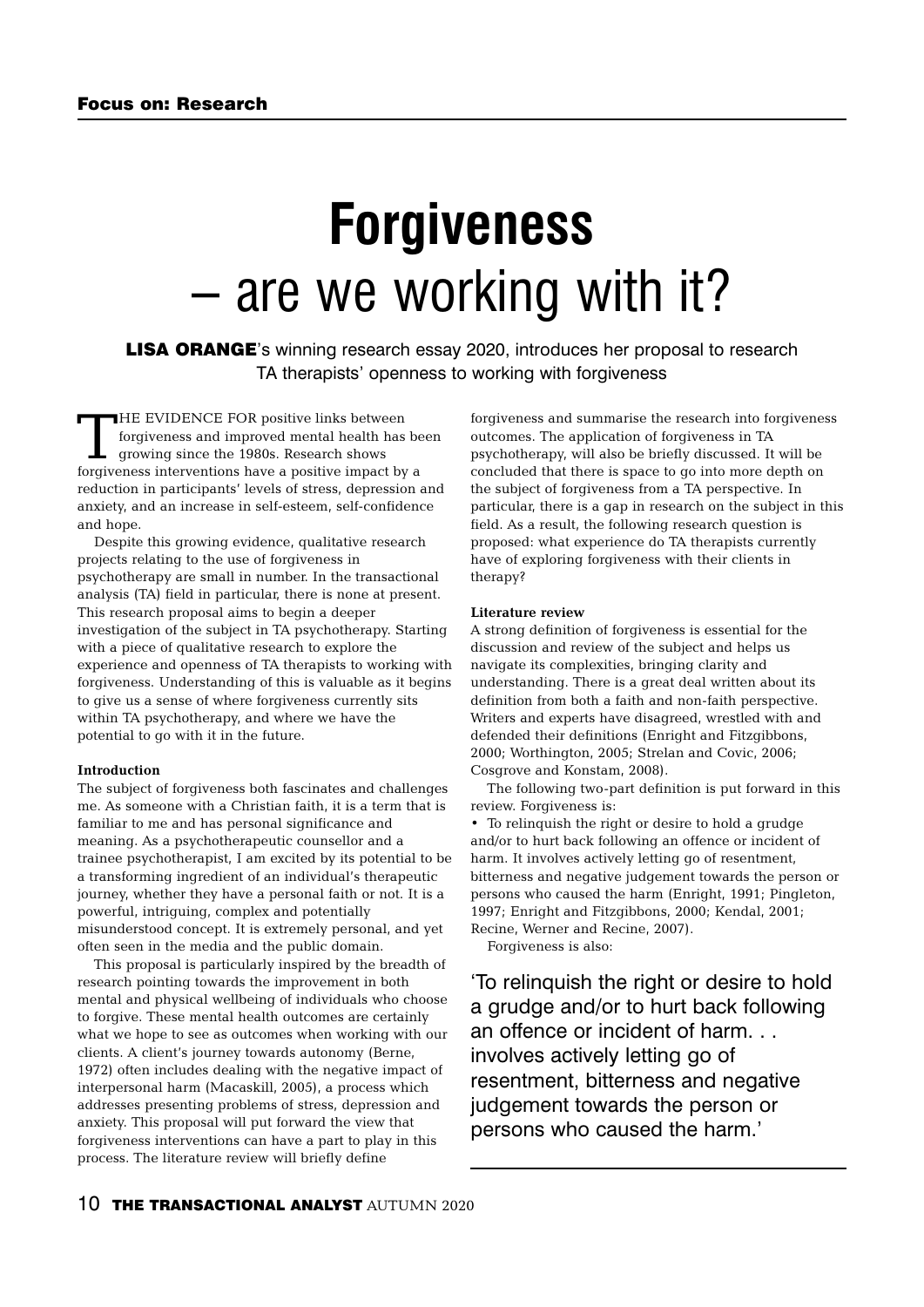# Forgiveness – are we working with it?

**LISA ORANGE**'s winning research essay 2020, introduces her proposal to research TA therapists' openness to working with forgiveness

THE EVIDENCE FOR positive links between forgiveness and improved mental health has been growing since the 1980s. Research shows forgiveness interventions have a positive impact by a reduction in participants' levels of stress, depression and anxiety, and an increase in self-esteem, self-confidence and hope.

Despite this growing evidence, qualitative research projects relating to the use of forgiveness in psychotherapy are small in number. In the transactional analysis (TA) field in particular, there is none at present. This research proposal aims to begin a deeper investigation of the subject in TA psychotherapy. Starting with a piece of qualitative research to explore the experience and openness of TA therapists to working with forgiveness. Understanding of this is valuable as it begins to give us a sense of where forgiveness currently sits within TA psychotherapy, and where we have the potential to go with it in the future.

**Introduction**

The subject of forgiveness both fascinates and challenges me. As someone with a Christian faith, it is a term that is familiar to me and has personal significance and meaning. As a psychotherapeutic counsellor and a trainee psychotherapist, I am excited by its potential to be a transforming ingredient of an individual's therapeutic journey, whether they have a personal faith or not. It is a powerful, intriguing, complex and potentially misunderstood concept. It is extremely personal, and yet often seen in the media and the public domain.

This proposal is particularly inspired by the breadth of research pointing towards the improvement in both mental and physical wellbeing of individuals who choose to forgive. These mental health outcomes are certainly what we hope to see as outcomes when working with our clients. A client's journey towards autonomy (Berne, 1972) often includes dealing with the negative impact of interpersonal harm (Macaskill, 2005), a process which addresses presenting problems of stress, depression and anxiety. This proposal will put forward the view that forgiveness interventions can have a part to play in this process. The literature review will briefly define forgiveness and summarise the research into forgiveness outcomes. The application of forgiveness in TA psychotherapy, will also be briefly discussed. It will be concluded that there is space to go into more depth on the subject of forgiveness from a TA perspective. In particular, there is a gap in research on the subject in this field. As a result, the following research question is proposed: what experience do TA therapists currently have of exploring forgiveness with their clients in therapy?

**Literature review**

A strong definition of forgiveness is essential for the discussion and review of the subject and helps us navigate its complexities, bringing clarity and understanding. There is a great deal written about its definition from both a faith and non-faith perspective. Writers and experts have disagreed, wrestled with and defended their definitions (Enright and Fitzgibbons, 2000; Worthington, 2005; Strelan and Covic, 2006; Cosgrove and Konstam, 2008).

The following two-part definition is put forward in this review. Forgiveness is:

- To relinquish the right or desire to hold a grudge and/or to hurt back following an offence or incident of harm. It involves actively letting go of resentment, bitterness and negative judgement towards the person or persons who caused the harm (Enright, 1991; Pingleton, 1997; Enright and Fitzgibbons, 2000; Kendal, 2001; Recine, Werner and Recine, 2007).

Forgiveness is also:

> 'To relinquish the right or desire to hold a grudge and/or to hurt back following an offence or incident of harm. . . involves actively letting go of resentment, bitterness and negative judgement towards the person or persons who caused the harm.'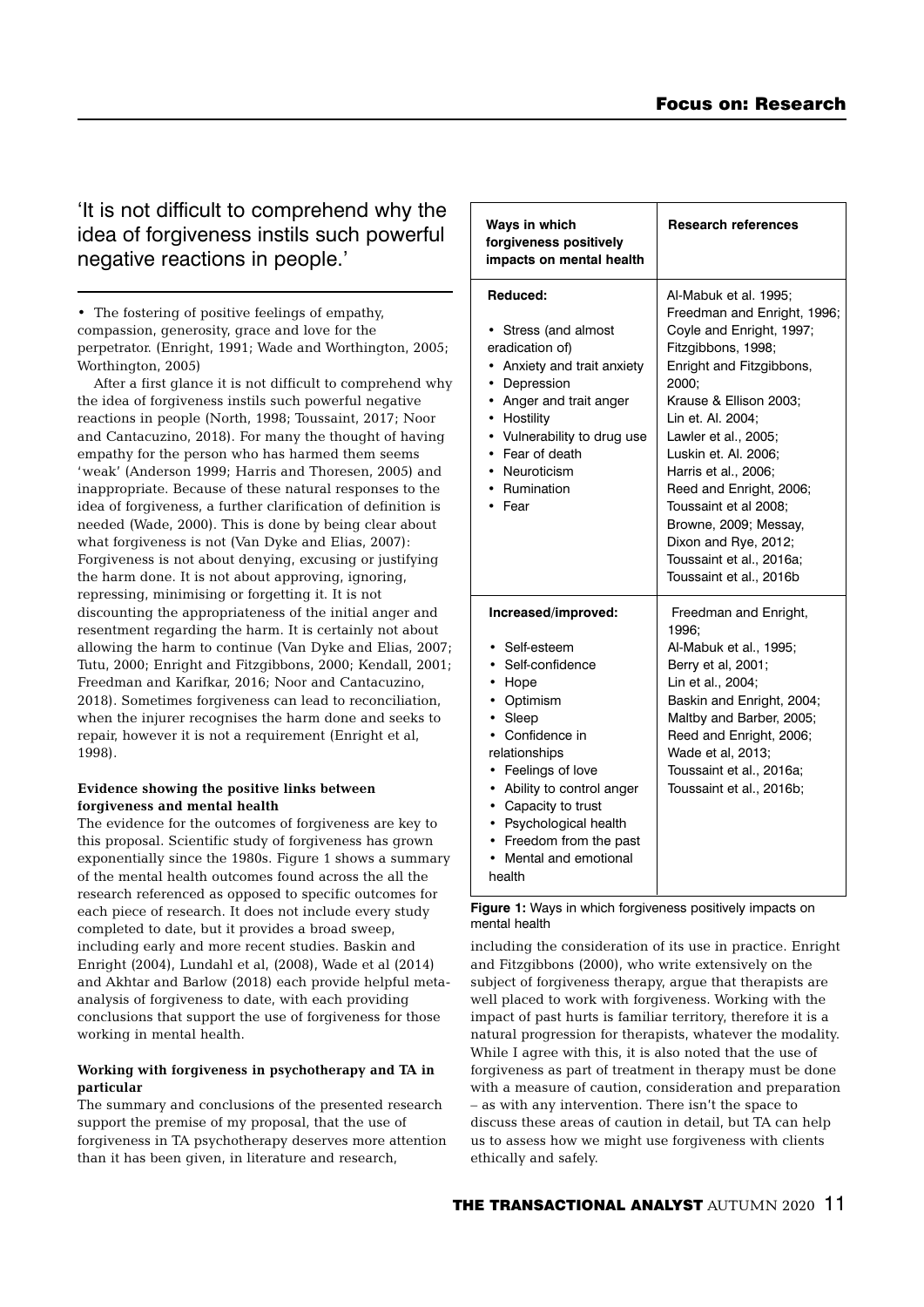> 'It is not difficult to comprehend why the idea of forgiveness instils such powerful negative reactions in people.'

- The fostering of positive feelings of empathy, compassion, generosity, grace and love for the perpetrator. (Enright, 1991; Wade and Worthington, 2005; Worthington, 2005)

After a first glance it is not difficult to comprehend why the idea of forgiveness instils such powerful negative reactions in people (North, 1998; Toussaint, 2017; Noor and Cantacuzino, 2018). For many the thought of having empathy for the person who has harmed them seems 'weak' (Anderson 1999; Harris and Thoresen, 2005) and inappropriate. Because of these natural responses to the idea of forgiveness, a further clarification of definition is needed (Wade, 2000). This is done by being clear about what forgiveness is not (Van Dyke and Elias, 2007): Forgiveness is not about denying, excusing or justifying the harm done. It is not about approving, ignoring, repressing, minimising or forgetting it. It is not discounting the appropriateness of the initial anger and resentment regarding the harm. It is certainly not about allowing the harm to continue (Van Dyke and Elias, 2007; Tutu, 2000; Enright and Fitzgibbons, 2000; Kendall, 2001; Freedman and Karifkar, 2016; Noor and Cantacuzino, 2018). Sometimes forgiveness can lead to reconciliation, when the injurer recognises the harm done and seeks to repair, however it is not a requirement (Enright et al, 1998).

**Evidence showing the positive links between forgiveness and mental health**

The evidence for the outcomes of forgiveness are key to this proposal. Scientific study of forgiveness has grown exponentially since the 1980s. Figure 1 shows a summary of the mental health outcomes found across the all the research referenced as opposed to specific outcomes for each piece of research. It does not include every study completed to date, but it provides a broad sweep, including early and more recent studies. Baskin and Enright (2004), Lundahl et al, (2008), Wade et al (2014) and Akhtar and Barlow (2018) each provide helpful meta-analysis of forgiveness to date, with each providing conclusions that support the use of forgiveness for those working in mental health.

**Working with forgiveness in psychotherapy and TA in particular**

The summary and conclusions of the presented research support the premise of my proposal, that the use of forgiveness in TA psychotherapy deserves more attention than it has been given, in literature and research, including the consideration of its use in practice. Enright and Fitzgibbons (2000), who write extensively on the subject of forgiveness therapy, argue that therapists are well placed to work with forgiveness. Working with the impact of past hurts is familiar territory, therefore it is a natural progression for therapists, whatever the modality. While I agree with this, it is also noted that the use of forgiveness as part of treatment in therapy must be done with a measure of caution, consideration and preparation – as with any intervention. There isn't the space to discuss these areas of caution in detail, but TA can help us to assess how we might use forgiveness with clients ethically and safely.

| Ways in which forgiveness positively impacts on mental health | Research references |
|---|---|
| **Reduced:**<br><br>• Stress (and almost eradication of)<br>• Anxiety and trait anxiety<br>• Depression<br>• Anger and trait anger<br>• Hostility<br>• Vulnerability to drug use<br>• Fear of death<br>• Neuroticism<br>• Rumination<br>• Fear | Al-Mabuk et al. 1995; Freedman and Enright, 1996; Coyle and Enright, 1997; Fitzgibbons, 1998; Enright and Fitzgibbons, 2000; Krause & Ellison 2003; Lin et. Al. 2004; Lawler et al., 2005; Luskin et. Al. 2006; Harris et al., 2006; Reed and Enright, 2006; Toussaint et al 2008; Browne, 2009; Messay, Dixon and Rye, 2012; Toussaint et al., 2016a; Toussaint et al., 2016b |
| **Increased/improved:**<br><br>• Self-esteem<br>• Self-confidence<br>• Hope<br>• Optimism<br>• Sleep<br>• Confidence in relationships<br>• Feelings of love<br>• Ability to control anger<br>• Capacity to trust<br>• Psychological health<br>• Freedom from the past<br>• Mental and emotional health | Freedman and Enright, 1996; Al-Mabuk et al., 1995; Berry et al, 2001; Lin et al., 2004; Baskin and Enright, 2004; Maltby and Barber, 2005; Reed and Enright, 2006; Wade et al, 2013; Toussaint et al., 2016a; Toussaint et al., 2016b; |

**Figure 1:** Ways in which forgiveness positively impacts on mental health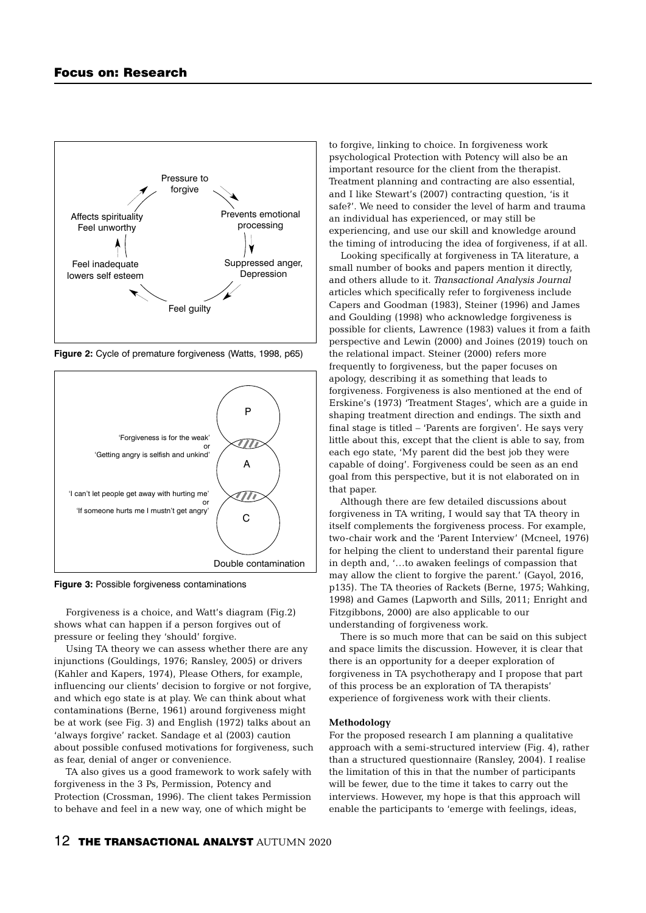## Focus on: Research

Figure 2: Cycle of premature forgiveness (Watts, 1998, p65)

Figure 3: Possible forgiveness contaminations

Forgiveness is a choice, and Watt's diagram (Fig.2) shows what can happen if a person forgives out of pressure or feeling they 'should' forgive.

Using TA theory we can assess whether there are any injunctions (Gouldings, 1976; Ransley, 2005) or drivers (Kahler and Kapers, 1974), Please Others, for example, influencing our clients' decision to forgive or not forgive, and which ego state is at play. We can think about what contaminations (Berne, 1961) around forgiveness might be at work (see Fig. 3) and English (1972) talks about an 'always forgive' racket. Sandage et al (2003) caution about possible confused motivations for forgiveness, such as fear, denial of anger or convenience.

TA also gives us a good framework to work safely with forgiveness in the 3 Ps, Permission, Potency and Protection (Crossman, 1996). The client takes Permission to behave and feel in a new way, one of which might be to forgive, linking to choice. In forgiveness work psychological Protection with Potency will also be an important resource for the client from the therapist. Treatment planning and contracting are also essential, and I like Stewart's (2007) contracting question, 'is it safe?'. We need to consider the level of harm and trauma an individual has experienced, or may still be experiencing, and use our skill and knowledge around the timing of introducing the idea of forgiveness, if at all.

Looking specifically at forgiveness in TA literature, a small number of books and papers mention it directly, and others allude to it. *Transactional Analysis Journal* articles which specifically refer to forgiveness include Capers and Goodman (1983), Steiner (1996) and James and Goulding (1998) who acknowledge forgiveness is possible for clients, Lawrence (1983) values it from a faith perspective and Lewin (2000) and Joines (2019) touch on the relational impact. Steiner (2000) refers more frequently to forgiveness, but the paper focuses on apology, describing it as something that leads to forgiveness. Forgiveness is also mentioned at the end of Erskine's (1973) 'Treatment Stages', which are a guide in shaping treatment direction and endings. The sixth and final stage is titled – 'Parents are forgiven'. He says very little about this, except that the client is able to say, from each ego state, 'My parent did the best job they were capable of doing'. Forgiveness could be seen as an end goal from this perspective, but it is not elaborated on in that paper.

Although there are few detailed discussions about forgiveness in TA writing, I would say that TA theory in itself complements the forgiveness process. For example, two-chair work and the 'Parent Interview' (Mcneel, 1976) for helping the client to understand their parental figure in depth and, '…to awaken feelings of compassion that may allow the client to forgive the parent.' (Gayol, 2016, p135). The TA theories of Rackets (Berne, 1975; Wahking, 1998) and Games (Lapworth and Sills, 2011; Enright and Fitzgibbons, 2000) are also applicable to our understanding of forgiveness work.

There is so much more that can be said on this subject and space limits the discussion. However, it is clear that there is an opportunity for a deeper exploration of forgiveness in TA psychotherapy and I propose that part of this process be an exploration of TA therapists' experience of forgiveness work with their clients.

**Methodology**

For the proposed research I am planning a qualitative approach with a semi-structured interview (Fig. 4), rather than a structured questionnaire (Ransley, 2004). I realise the limitation of this in that the number of participants will be fewer, due to the time it takes to carry out the interviews. However, my hope is that this approach will enable the participants to 'emerge with feelings, ideas,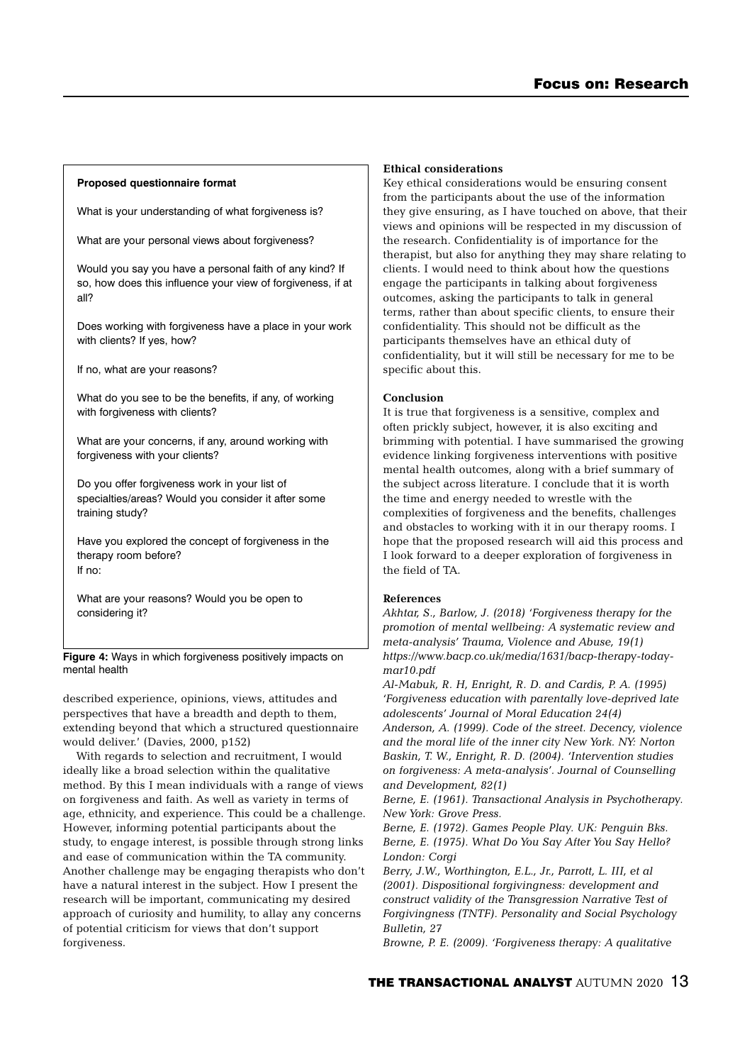**Proposed questionnaire format**

What is your understanding of what forgiveness is?

What are your personal views about forgiveness?

Would you say you have a personal faith of any kind? If so, how does this influence your view of forgiveness, if at all?

Does working with forgiveness have a place in your work with clients? If yes, how?

If no, what are your reasons?

What do you see to be the benefits, if any, of working with forgiveness with clients?

What are your concerns, if any, around working with forgiveness with your clients?

Do you offer forgiveness work in your list of specialties/areas? Would you consider it after some training study?

Have you explored the concept of forgiveness in the therapy room before?
If no:

What are your reasons? Would you be open to considering it?

**Figure 4:** Ways in which forgiveness positively impacts on mental health

described experience, opinions, views, attitudes and perspectives that have a breadth and depth to them, extending beyond that which a structured questionnaire would deliver.' (Davies, 2000, p152)

With regards to selection and recruitment, I would ideally like a broad selection within the qualitative method. By this I mean individuals with a range of views on forgiveness and faith. As well as variety in terms of age, ethnicity, and experience. This could be a challenge. However, informing potential participants about the study, to engage interest, is possible through strong links and ease of communication within the TA community. Another challenge may be engaging therapists who don't have a natural interest in the subject. How I present the research will be important, communicating my desired approach of curiosity and humility, to allay any concerns of potential criticism for views that don't support forgiveness.

**Ethical considerations**

Key ethical considerations would be ensuring consent from the participants about the use of the information they give ensuring, as I have touched on above, that their views and opinions will be respected in my discussion of the research. Confidentiality is of importance for the therapist, but also for anything they may share relating to clients. I would need to think about how the questions engage the participants in talking about forgiveness outcomes, asking the participants to talk in general terms, rather than about specific clients, to ensure their confidentiality. This should not be difficult as the participants themselves have an ethical duty of confidentiality, but it will still be necessary for me to be specific about this.

**Conclusion**

It is true that forgiveness is a sensitive, complex and often prickly subject, however, it is also exciting and brimming with potential. I have summarised the growing evidence linking forgiveness interventions with positive mental health outcomes, along with a brief summary of the subject across literature. I conclude that it is worth the time and energy needed to wrestle with the complexities of forgiveness and the benefits, challenges and obstacles to working with it in our therapy rooms. I hope that the proposed research will aid this process and I look forward to a deeper exploration of forgiveness in the field of TA.

**References**

*Akhtar, S., Barlow, J. (2018) 'Forgiveness therapy for the promotion of mental wellbeing: A systematic review and meta-analysis' Trauma, Violence and Abuse, 19(1) https://www.bacp.co.uk/media/1631/bacp-therapy-today-mar10.pdf*

*Al-Mabuk, R. H, Enright, R. D. and Cardis, P. A. (1995) 'Forgiveness education with parentally love-deprived late adolescents' Journal of Moral Education 24(4)*

*Anderson, A. (1999). Code of the street. Decency, violence and the moral life of the inner city New York. NY: Norton*

*Baskin, T. W., Enright, R. D. (2004). 'Intervention studies on forgiveness: A meta-analysis'. Journal of Counselling and Development, 82(1)*

*Berne, E. (1961). Transactional Analysis in Psychotherapy. New York: Grove Press.*

*Berne, E. (1972). Games People Play. UK: Penguin Bks.*

*Berne, E. (1975). What Do You Say After You Say Hello? London: Corgi*

*Berry, J.W., Worthington, E.L., Jr., Parrott, L. III, et al (2001). Dispositional forgivingness: development and construct validity of the Transgression Narrative Test of Forgivingness (TNTF). Personality and Social Psychology Bulletin, 27*

*Browne, P. E. (2009). 'Forgiveness therapy: A qualitative*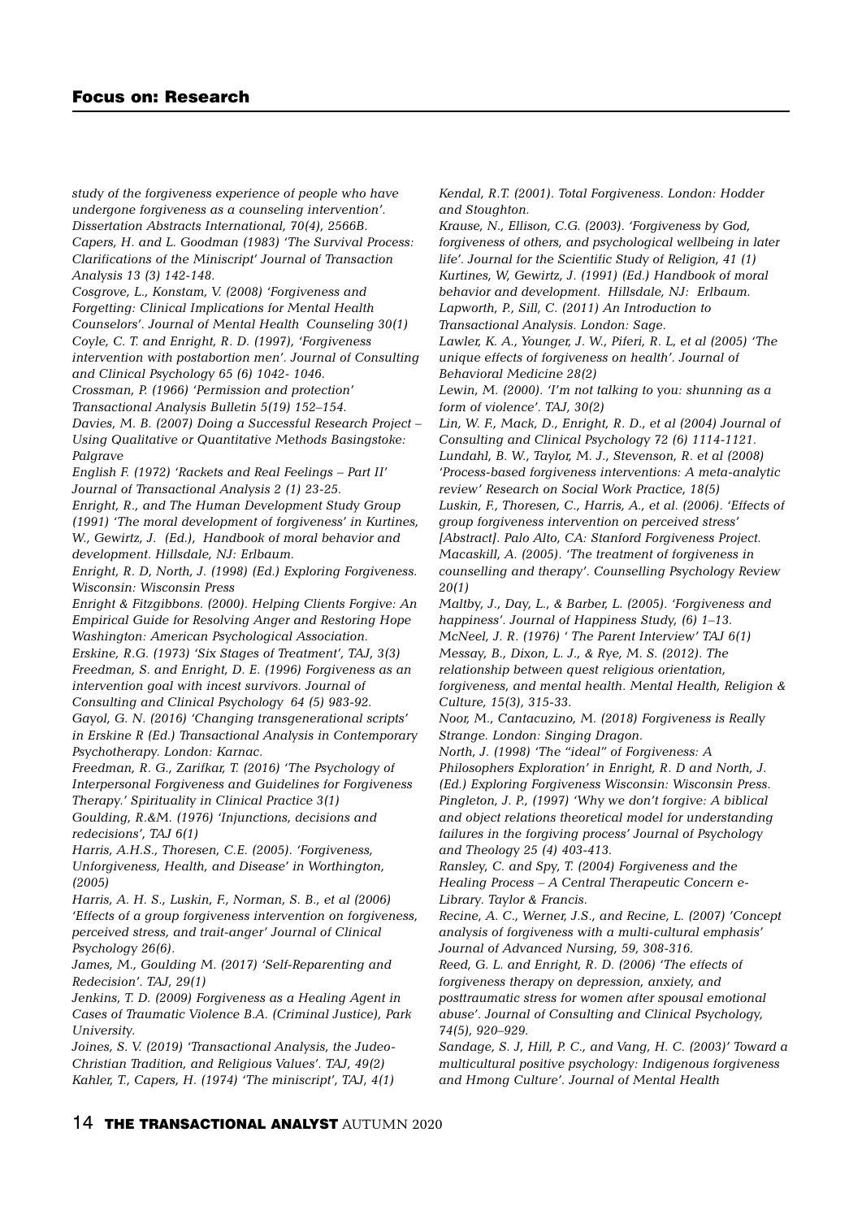*study of the forgiveness experience of people who have undergone forgiveness as a counseling intervention'. Dissertation Abstracts International, 70(4), 2566B.*

*Capers, H. and L. Goodman (1983) 'The Survival Process: Clarifications of the Miniscript' Journal of Transaction Analysis 13 (3) 142-148.*

*Cosgrove, L., Konstam, V. (2008) 'Forgiveness and Forgetting: Clinical Implications for Mental Health Counselors'. Journal of Mental Health Counseling 30(1)*

*Coyle, C. T. and Enright, R. D. (1997), 'Forgiveness intervention with postabortion men'. Journal of Consulting and Clinical Psychology 65 (6) 1042- 1046.*

*Crossman, P. (1966) 'Permission and protection' Transactional Analysis Bulletin 5(19) 152–154.*

*Davies, M. B. (2007) Doing a Successful Research Project – Using Qualitative or Quantitative Methods Basingstoke: Palgrave*

*English F. (1972) 'Rackets and Real Feelings – Part II' Journal of Transactional Analysis 2 (1) 23-25.*

*Enright, R., and The Human Development Study Group (1991) 'The moral development of forgiveness' in Kurtines, W., Gewirtz, J. (Ed.), Handbook of moral behavior and development. Hillsdale, NJ: Erlbaum.*

*Enright, R. D, North, J. (1998) (Ed.) Exploring Forgiveness. Wisconsin: Wisconsin Press*

*Enright & Fitzgibbons. (2000). Helping Clients Forgive: An Empirical Guide for Resolving Anger and Restoring Hope Washington: American Psychological Association.*

*Erskine, R.G. (1973) 'Six Stages of Treatment', TAJ, 3(3)*

*Freedman, S. and Enright, D. E. (1996) Forgiveness as an intervention goal with incest survivors. Journal of Consulting and Clinical Psychology 64 (5) 983-92.*

*Gayol, G. N. (2016) 'Changing transgenerational scripts' in Erskine R (Ed.) Transactional Analysis in Contemporary Psychotherapy. London: Karnac.*

*Freedman, R. G., Zarifkar, T. (2016) 'The Psychology of Interpersonal Forgiveness and Guidelines for Forgiveness Therapy.' Spirituality in Clinical Practice 3(1)*

*Goulding, R.&M. (1976) 'Injunctions, decisions and redecisions', TAJ 6(1)*

*Harris, A.H.S., Thoresen, C.E. (2005). 'Forgiveness, Unforgiveness, Health, and Disease' in Worthington, (2005)*

*Harris, A. H. S., Luskin, F., Norman, S. B., et al (2006) 'Effects of a group forgiveness intervention on forgiveness, perceived stress, and trait-anger' Journal of Clinical Psychology 26(6).*

*James, M., Goulding M. (2017) 'Self-Reparenting and Redecision'. TAJ, 29(1)*

*Jenkins, T. D. (2009) Forgiveness as a Healing Agent in Cases of Traumatic Violence B.A. (Criminal Justice), Park University.*

*Joines, S. V. (2019) 'Transactional Analysis, the Judeo-Christian Tradition, and Religious Values'. TAJ, 49(2)*

*Kahler, T., Capers, H. (1974) 'The miniscript', TAJ, 4(1)*

*Kendal, R.T. (2001). Total Forgiveness. London: Hodder and Stoughton.*

*Krause, N., Ellison, C.G. (2003). 'Forgiveness by God, forgiveness of others, and psychological wellbeing in later life'. Journal for the Scientific Study of Religion, 41 (1)*

*Kurtines, W, Gewirtz, J. (1991) (Ed.) Handbook of moral behavior and development. Hillsdale, NJ: Erlbaum.*

*Lapworth, P., Sill, C. (2011) An Introduction to Transactional Analysis. London: Sage.*

*Lawler, K. A., Younger, J. W., Piferi, R. L, et al (2005) 'The unique effects of forgiveness on health'. Journal of Behavioral Medicine 28(2)*

*Lewin, M. (2000). 'I'm not talking to you: shunning as a form of violence'. TAJ, 30(2)*

*Lin, W. F., Mack, D., Enright, R. D., et al (2004) Journal of Consulting and Clinical Psychology 72 (6) 1114-1121.*

*Lundahl, B. W., Taylor, M. J., Stevenson, R. et al (2008) 'Process-based forgiveness interventions: A meta-analytic review' Research on Social Work Practice, 18(5)*

*Luskin, F., Thoresen, C., Harris, A., et al. (2006). 'Effects of group forgiveness intervention on perceived stress' [Abstract]. Palo Alto, CA: Stanford Forgiveness Project.*

*Macaskill, A. (2005). 'The treatment of forgiveness in counselling and therapy'. Counselling Psychology Review 20(1)*

*Maltby, J., Day, L., & Barber, L. (2005). 'Forgiveness and happiness'. Journal of Happiness Study, (6) 1–13.*

*McNeel, J. R. (1976) ' The Parent Interview' TAJ 6(1)*

*Messay, B., Dixon, L. J., & Rye, M. S. (2012). The relationship between quest religious orientation, forgiveness, and mental health. Mental Health, Religion & Culture, 15(3), 315-33.*

*Noor, M., Cantacuzino, M. (2018) Forgiveness is Really Strange. London: Singing Dragon.*

*North, J. (1998) 'The "ideal" of Forgiveness: A Philosophers Exploration' in Enright, R. D and North, J. (Ed.) Exploring Forgiveness Wisconsin: Wisconsin Press.*

*Pingleton, J. P., (1997) 'Why we don't forgive: A biblical and object relations theoretical model for understanding failures in the forgiving process' Journal of Psychology and Theology 25 (4) 403-413.*

*Ransley, C. and Spy, T. (2004) Forgiveness and the Healing Process – A Central Therapeutic Concern e-Library. Taylor & Francis.*

*Recine, A. C., Werner, J.S., and Recine, L. (2007) 'Concept analysis of forgiveness with a multi-cultural emphasis' Journal of Advanced Nursing, 59, 308-316.*

*Reed, G. L. and Enright, R. D. (2006) 'The effects of forgiveness therapy on depression, anxiety, and posttraumatic stress for women after spousal emotional abuse'. Journal of Consulting and Clinical Psychology, 74(5), 920–929.*

*Sandage, S. J, Hill, P. C., and Vang, H. C. (2003)' Toward a multicultural positive psychology: Indigenous forgiveness and Hmong Culture'. Journal of Mental Health*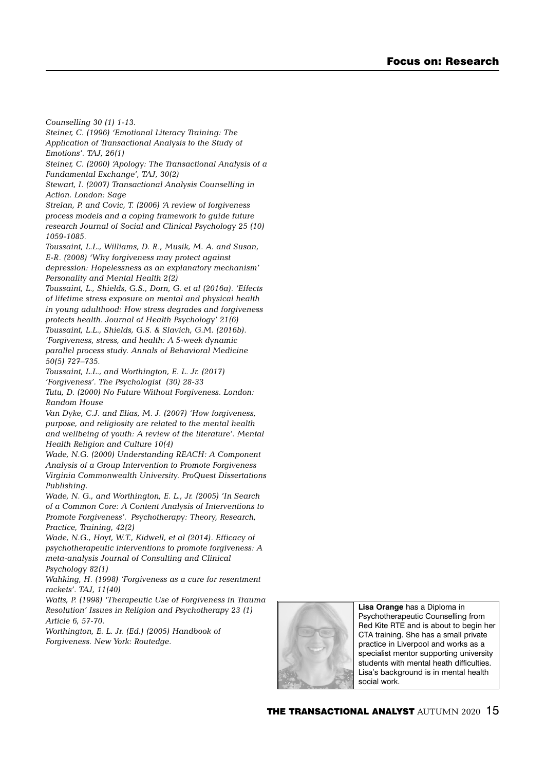*Counselling 30 (1) 1-13.*

*Steiner, C. (1996) 'Emotional Literacy Training: The Application of Transactional Analysis to the Study of Emotions'. TAJ, 26(1)*

*Steiner, C. (2000) 'Apology: The Transactional Analysis of a Fundamental Exchange', TAJ, 30(2)*

*Stewart, I. (2007) Transactional Analysis Counselling in Action. London: Sage*

*Strelan, P. and Covic, T. (2006) 'A review of forgiveness process models and a coping framework to guide future research Journal of Social and Clinical Psychology 25 (10) 1059-1085.*

*Toussaint, L.L., Williams, D. R., Musik, M. A. and Susan, E-R. (2008) 'Why forgiveness may protect against depression: Hopelessness as an explanatory mechanism' Personality and Mental Health 2(2)*

*Toussaint, L., Shields, G.S., Dorn, G. et al (2016a). 'Effects of lifetime stress exposure on mental and physical health in young adulthood: How stress degrades and forgiveness protects health. Journal of Health Psychology' 21(6)*

*Toussaint, L.L., Shields, G.S. & Slavich, G.M. (2016b). 'Forgiveness, stress, and health: A 5-week dynamic parallel process study. Annals of Behavioral Medicine 50(5) 727–735.*

*Toussaint, L.L., and Worthington, E. L. Jr. (2017) 'Forgiveness'. The Psychologist (30) 28-33*

*Tutu, D. (2000) No Future Without Forgiveness. London: Random House*

*Van Dyke, C.J. and Elias, M. J. (2007) 'How forgiveness, purpose, and religiosity are related to the mental health and wellbeing of youth: A review of the literature'. Mental Health Religion and Culture 10(4)*

*Wade, N.G. (2000) Understanding REACH: A Component Analysis of a Group Intervention to Promote Forgiveness Virginia Commonwealth University. ProQuest Dissertations Publishing.*

*Wade, N. G., and Worthington, E. L., Jr. (2005) 'In Search of a Common Core: A Content Analysis of Interventions to Promote Forgiveness'. Psychotherapy: Theory, Research, Practice, Training, 42(2)*

*Wade, N.G., Hoyt, W.T., Kidwell, et al (2014). Efficacy of psychotherapeutic interventions to promote forgiveness: A meta-analysis Journal of Consulting and Clinical Psychology 82(1)*

*Wahking, H. (1998) 'Forgiveness as a cure for resentment rackets'. TAJ, 11(40)*

*Watts, P. (1998) 'Therapeutic Use of Forgiveness in Trauma Resolution' Issues in Religion and Psychotherapy 23 (1) Article 6, 57-70.*

*Worthington, E. L. Jr. (Ed.) (2005) Handbook of Forgiveness. New York: Routedge.*

**Lisa Orange** has a Diploma in Psychotherapeutic Counselling from Red Kite RTE and is about to begin her CTA training. She has a small private practice in Liverpool and works as a specialist mentor supporting university students with mental heath difficulties. Lisa's background is in mental health social work.